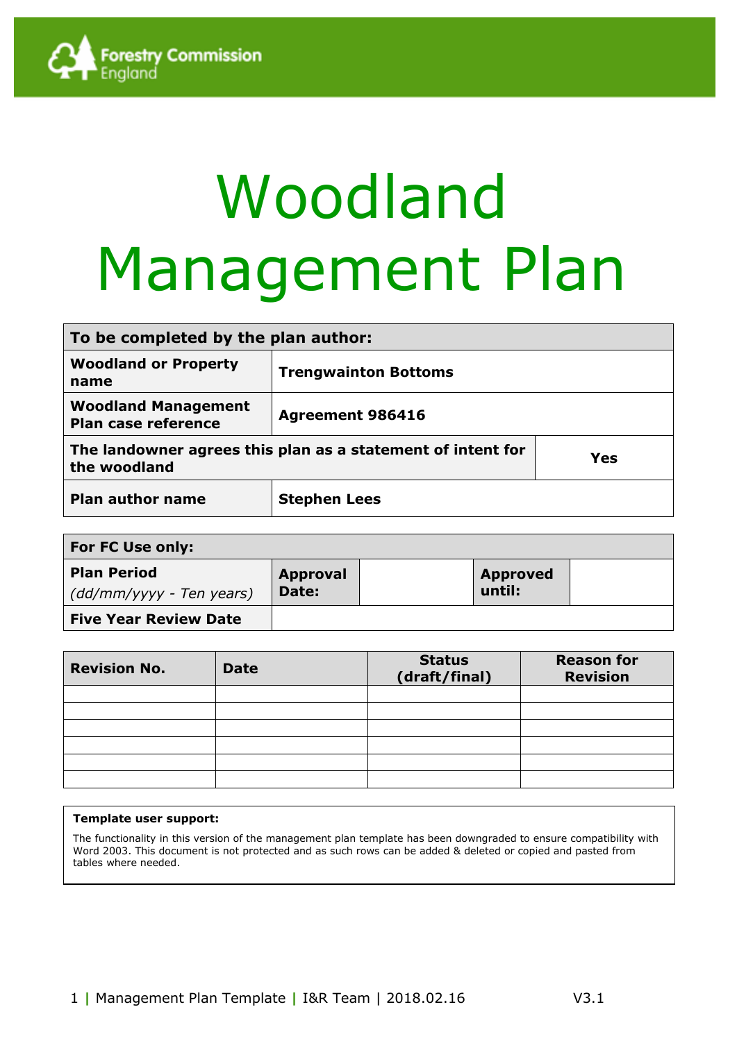Forestry Commission England

# Woodland Management Plan

| To be completed by the plan author: | | |
|---|---|---|
| **Woodland or Property name** | **Trengwainton Bottoms** | |
| **Woodland Management Plan case reference** | **Agreement 986416** | |
| **The landowner agrees this plan as a statement of intent for the woodland** | | **Yes** |
| **Plan author name** | **Stephen Lees** | |

| For FC Use only: | | | | |
|---|---|---|---|---|
| **Plan Period** *(dd/mm/yyyy - Ten years)* | **Approval Date:** | | **Approved until:** | |
| **Five Year Review Date** | | | | |

| Revision No. | Date | Status (draft/final) | Reason for Revision |
|---|---|---|---|
| | | | |
| | | | |
| | | | |
| | | | |
| | | | |
| | | | |

**Template user support:**

The functionality in this version of the management plan template has been downgraded to ensure compatibility with Word 2003. This document is not protected and as such rows can be added & deleted or copied and pasted from tables where needed.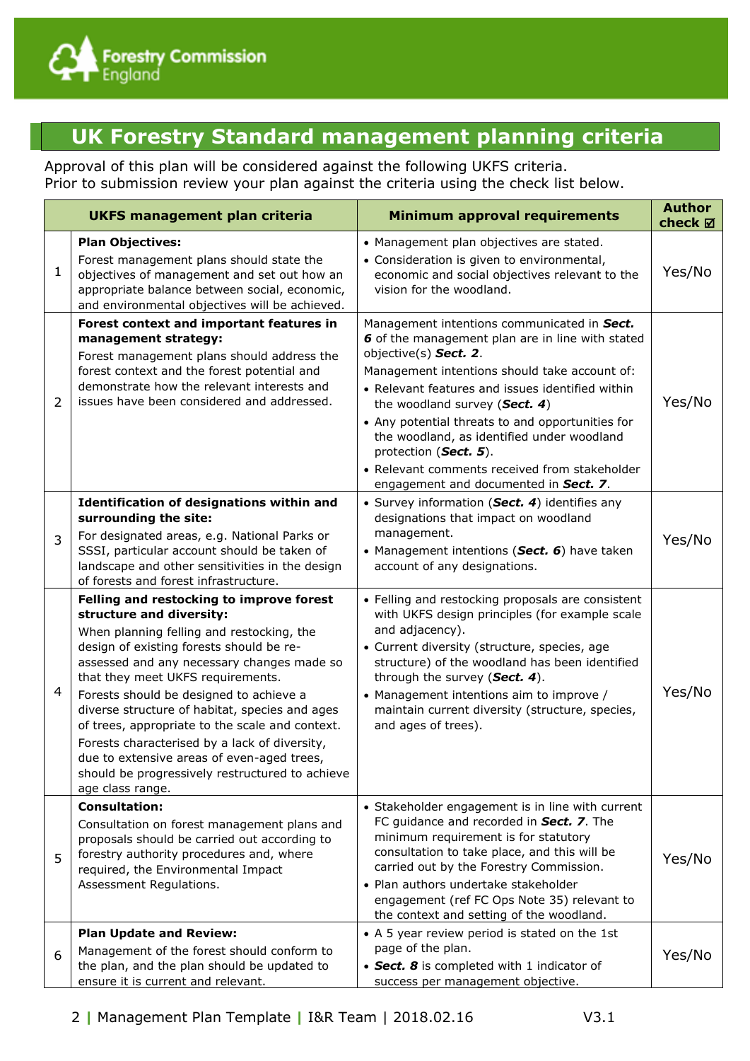# UK Forestry Standard management planning criteria

Approval of this plan will be considered against the following UKFS criteria.
Prior to submission review your plan against the criteria using the check list below.

| | UKFS management plan criteria | Minimum approval requirements | Author check ☑ |
|---|---|---|---|
| 1 | **Plan Objectives:**<br>Forest management plans should state the objectives of management and set out how an appropriate balance between social, economic, and environmental objectives will be achieved. | • Management plan objectives are stated.<br>• Consideration is given to environmental, economic and social objectives relevant to the vision for the woodland. | Yes/No |
| 2 | **Forest context and important features in management strategy:**<br>Forest management plans should address the forest context and the forest potential and demonstrate how the relevant interests and issues have been considered and addressed. | Management intentions communicated in ***Sect. 6*** of the management plan are in line with stated objective(s) ***Sect. 2***.<br>Management intentions should take account of:<br>• Relevant features and issues identified within the woodland survey (***Sect. 4***)<br>• Any potential threats to and opportunities for the woodland, as identified under woodland protection (***Sect. 5***).<br>• Relevant comments received from stakeholder engagement and documented in ***Sect. 7***. | Yes/No |
| 3 | **Identification of designations within and surrounding the site:**<br>For designated areas, e.g. National Parks or SSSI, particular account should be taken of landscape and other sensitivities in the design of forests and forest infrastructure. | • Survey information (***Sect. 4***) identifies any designations that impact on woodland management.<br>• Management intentions (***Sect. 6***) have taken account of any designations. | Yes/No |
| 4 | **Felling and restocking to improve forest structure and diversity:**<br>When planning felling and restocking, the design of existing forests should be re-assessed and any necessary changes made so that they meet UKFS requirements.<br>Forests should be designed to achieve a diverse structure of habitat, species and ages of trees, appropriate to the scale and context.<br>Forests characterised by a lack of diversity, due to extensive areas of even-aged trees, should be progressively restructured to achieve age class range. | • Felling and restocking proposals are consistent with UKFS design principles (for example scale and adjacency).<br>• Current diversity (structure, species, age structure) of the woodland has been identified through the survey (***Sect. 4***).<br>• Management intentions aim to improve / maintain current diversity (structure, species, and ages of trees). | Yes/No |
| 5 | **Consultation:**<br>Consultation on forest management plans and proposals should be carried out according to forestry authority procedures and, where required, the Environmental Impact Assessment Regulations. | • Stakeholder engagement is in line with current FC guidance and recorded in ***Sect. 7***. The minimum requirement is for statutory consultation to take place, and this will be carried out by the Forestry Commission.<br>• Plan authors undertake stakeholder engagement (ref FC Ops Note 35) relevant to the context and setting of the woodland. | Yes/No |
| 6 | **Plan Update and Review:**<br>Management of the forest should conform to the plan, and the plan should be updated to ensure it is current and relevant. | • A 5 year review period is stated on the 1st page of the plan.<br>• ***Sect. 8*** is completed with 1 indicator of success per management objective. | Yes/No |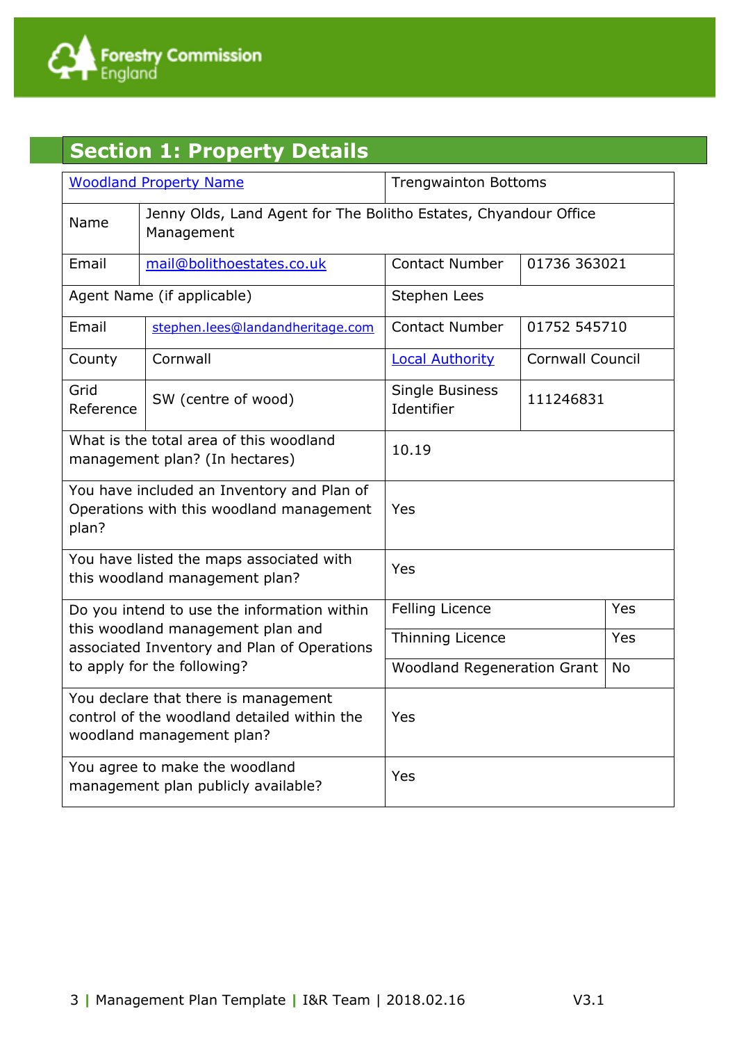## Section 1: Property Details

| Woodland Property Name | | Trengwainton Bottoms | | |
|---|---|---|---|---|
| Name | Jenny Olds, Land Agent for The Bolitho Estates, Chyandour Office Management | | | |
| Email | mail@bolithoestates.co.uk | Contact Number | 01736 363021 | |
| Agent Name (if applicable) | | Stephen Lees | | |
| Email | stephen.lees@landandheritage.com | Contact Number | 01752 545710 | |
| County | Cornwall | Local Authority | Cornwall Council | |
| Grid Reference | SW (centre of wood) | Single Business Identifier | 111246831 | |
| What is the total area of this woodland management plan? (In hectares) | | 10.19 | | |
| You have included an Inventory and Plan of Operations with this woodland management plan? | | Yes | | |
| You have listed the maps associated with this woodland management plan? | | Yes | | |
| Do you intend to use the information within this woodland management plan and associated Inventory and Plan of Operations to apply for the following? | | Felling Licence | | Yes |
| | | Thinning Licence | | Yes |
| | | Woodland Regeneration Grant | | No |
| You declare that there is management control of the woodland detailed within the woodland management plan? | | Yes | | |
| You agree to make the woodland management plan publicly available? | | Yes | | |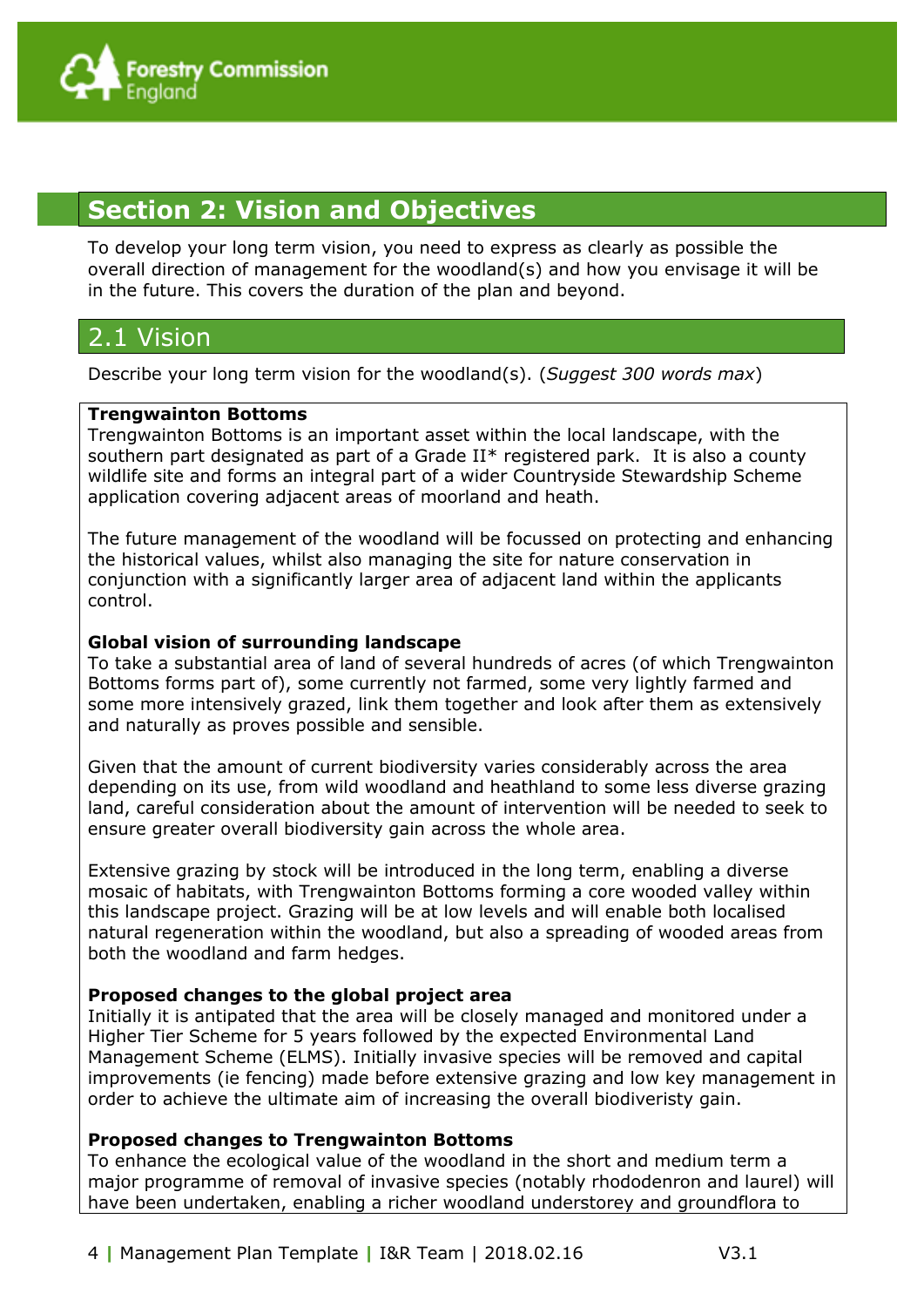## Section 2: Vision and Objectives

To develop your long term vision, you need to express as clearly as possible the overall direction of management for the woodland(s) and how you envisage it will be in the future. This covers the duration of the plan and beyond.

### 2.1 Vision

Describe your long term vision for the woodland(s). (*Suggest 300 words max*)

**Trengwainton Bottoms**
Trengwainton Bottoms is an important asset within the local landscape, with the southern part designated as part of a Grade II* registered park. It is also a county wildlife site and forms an integral part of a wider Countryside Stewardship Scheme application covering adjacent areas of moorland and heath.

The future management of the woodland will be focussed on protecting and enhancing the historical values, whilst also managing the site for nature conservation in conjunction with a significantly larger area of adjacent land within the applicants control.

**Global vision of surrounding landscape**
To take a substantial area of land of several hundreds of acres (of which Trengwainton Bottoms forms part of), some currently not farmed, some very lightly farmed and some more intensively grazed, link them together and look after them as extensively and naturally as proves possible and sensible.

Given that the amount of current biodiversity varies considerably across the area depending on its use, from wild woodland and heathland to some less diverse grazing land, careful consideration about the amount of intervention will be needed to seek to ensure greater overall biodiversity gain across the whole area.

Extensive grazing by stock will be introduced in the long term, enabling a diverse mosaic of habitats, with Trengwainton Bottoms forming a core wooded valley within this landscape project. Grazing will be at low levels and will enable both localised natural regeneration within the woodland, but also a spreading of wooded areas from both the woodland and farm hedges.

**Proposed changes to the global project area**
Initially it is antipated that the area will be closely managed and monitored under a Higher Tier Scheme for 5 years followed by the expected Environmental Land Management Scheme (ELMS). Initially invasive species will be removed and capital improvements (ie fencing) made before extensive grazing and low key management in order to achieve the ultimate aim of increasing the overall biodiveristy gain.

**Proposed changes to Trengwainton Bottoms**
To enhance the ecological value of the woodland in the short and medium term a major programme of removal of invasive species (notably rhododenron and laurel) will have been undertaken, enabling a richer woodland understorey and groundflora to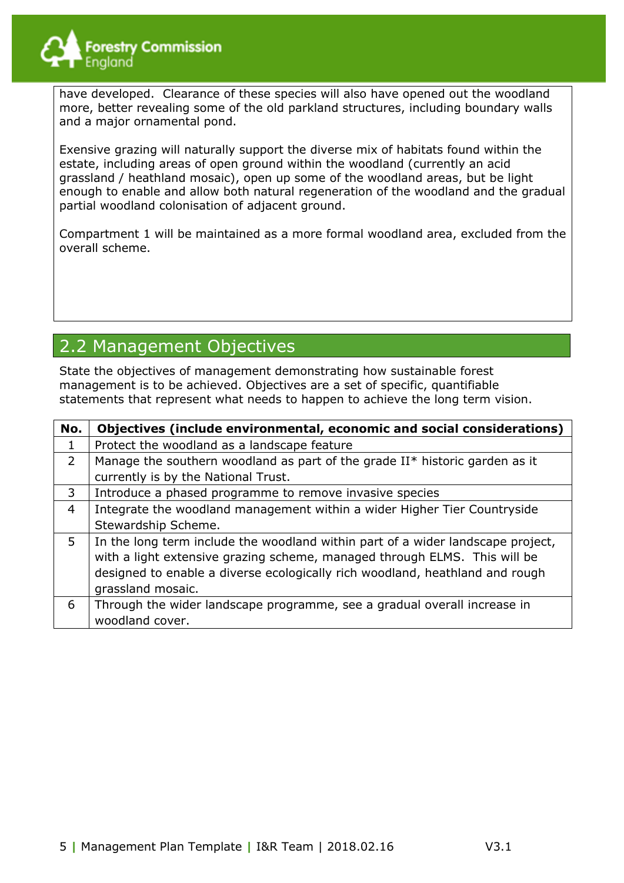have developed. Clearance of these species will also have opened out the woodland more, better revealing some of the old parkland structures, including boundary walls and a major ornamental pond.

Exensive grazing will naturally support the diverse mix of habitats found within the estate, including areas of open ground within the woodland (currently an acid grassland / heathland mosaic), open up some of the woodland areas, but be light enough to enable and allow both natural regeneration of the woodland and the gradual partial woodland colonisation of adjacent ground.

Compartment 1 will be maintained as a more formal woodland area, excluded from the overall scheme.

## 2.2 Management Objectives

State the objectives of management demonstrating how sustainable forest management is to be achieved. Objectives are a set of specific, quantifiable statements that represent what needs to happen to achieve the long term vision.

| No. | Objectives (include environmental, economic and social considerations) |
|---|---|
| 1 | Protect the woodland as a landscape feature |
| 2 | Manage the southern woodland as part of the grade II* historic garden as it currently is by the National Trust. |
| 3 | Introduce a phased programme to remove invasive species |
| 4 | Integrate the woodland management within a wider Higher Tier Countryside Stewardship Scheme. |
| 5 | In the long term include the woodland within part of a wider landscape project, with a light extensive grazing scheme, managed through ELMS. This will be designed to enable a diverse ecologically rich woodland, heathland and rough grassland mosaic. |
| 6 | Through the wider landscape programme, see a gradual overall increase in woodland cover. |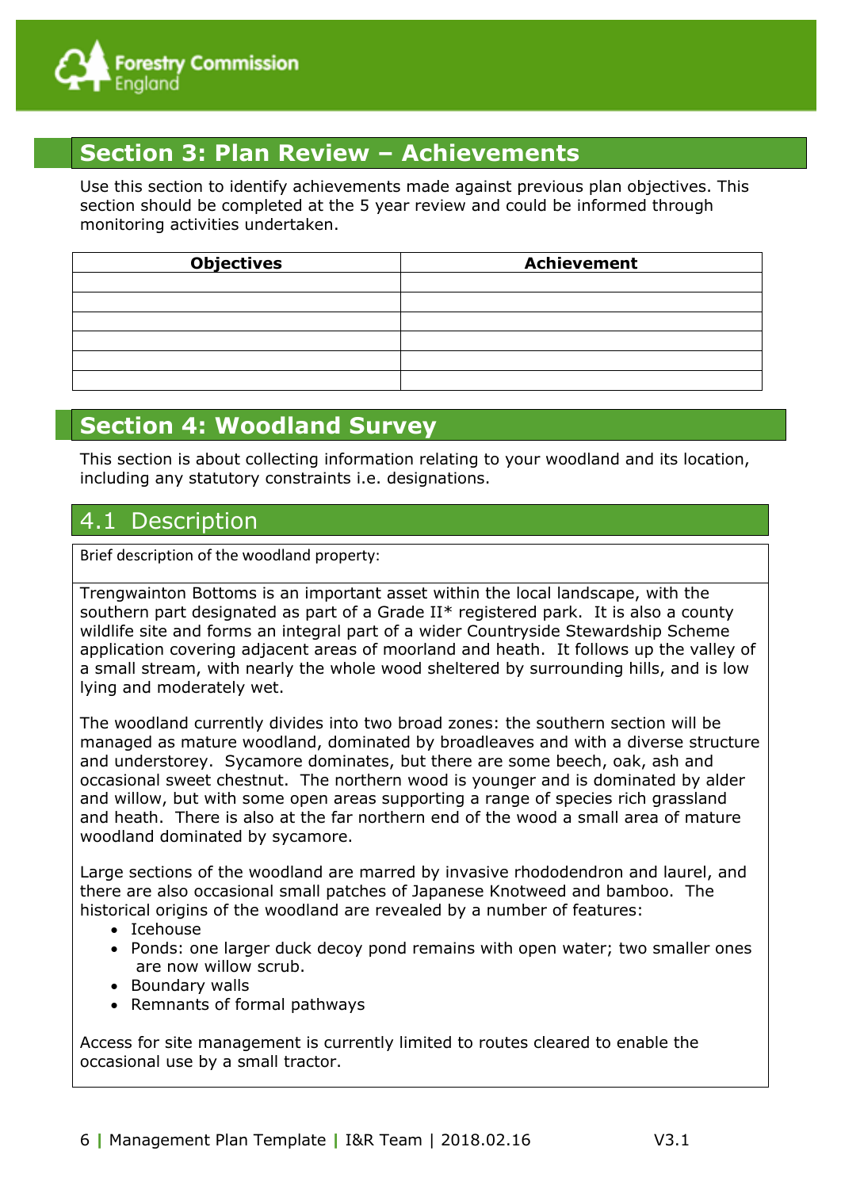## Section 3: Plan Review – Achievements

Use this section to identify achievements made against previous plan objectives. This section should be completed at the 5 year review and could be informed through monitoring activities undertaken.

| Objectives | Achievement |
|---|---|
| | |
| | |
| | |
| | |
| | |
| | |

## Section 4: Woodland Survey

This section is about collecting information relating to your woodland and its location, including any statutory constraints i.e. designations.

### 4.1 Description

Brief description of the woodland property:

Trengwainton Bottoms is an important asset within the local landscape, with the southern part designated as part of a Grade II* registered park. It is also a county wildlife site and forms an integral part of a wider Countryside Stewardship Scheme application covering adjacent areas of moorland and heath. It follows up the valley of a small stream, with nearly the whole wood sheltered by surrounding hills, and is low lying and moderately wet.

The woodland currently divides into two broad zones: the southern section will be managed as mature woodland, dominated by broadleaves and with a diverse structure and understorey. Sycamore dominates, but there are some beech, oak, ash and occasional sweet chestnut. The northern wood is younger and is dominated by alder and willow, but with some open areas supporting a range of species rich grassland and heath. There is also at the far northern end of the wood a small area of mature woodland dominated by sycamore.

Large sections of the woodland are marred by invasive rhododendron and laurel, and there are also occasional small patches of Japanese Knotweed and bamboo. The historical origins of the woodland are revealed by a number of features:

- Icehouse
- Ponds: one larger duck decoy pond remains with open water; two smaller ones are now willow scrub.
- Boundary walls
- Remnants of formal pathways

Access for site management is currently limited to routes cleared to enable the occasional use by a small tractor.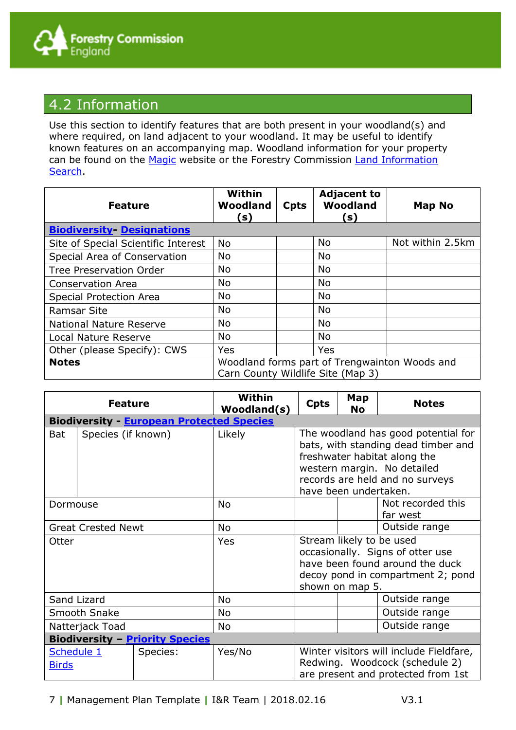## 4.2 Information

Use this section to identify features that are both present in your woodland(s) and where required, on land adjacent to your woodland. It may be useful to identify known features on an accompanying map. Woodland information for your property can be found on the Magic website or the Forestry Commission Land Information Search.

| Feature | Within Woodland (s) | Cpts | Adjacent to Woodland (s) | Map No |
|---|---|---|---|---|
| **Biodiversity- Designations** | | | | |
| Site of Special Scientific Interest | No | | No | Not within 2.5km |
| Special Area of Conservation | No | | No | |
| Tree Preservation Order | No | | No | |
| Conservation Area | No | | No | |
| Special Protection Area | No | | No | |
| Ramsar Site | No | | No | |
| National Nature Reserve | No | | No | |
| Local Nature Reserve | No | | No | |
| Other (please Specify): CWS | Yes | | Yes | |
| **Notes** | Woodland forms part of Trengwainton Woods and Carn County Wildlife Site (Map 3) | | | |

| Feature | | Within Woodland(s) | Cpts | Map No | Notes |
|---|---|---|---|---|---|
| **Biodiversity - European Protected Species** | | | | | |
| Bat | Species (if known) | Likely | The woodland has good potential for bats, with standing dead timber and freshwater habitat along the western margin. No detailed records are held and no surveys have been undertaken. | | |
| Dormouse | | No | | | Not recorded this far west |
| Great Crested Newt | | No | | | Outside range |
| Otter | | Yes | Stream likely to be used occasionally. Signs of otter use have been found around the duck decoy pond in compartment 2; pond shown on map 5. | | |
| Sand Lizard | | No | | | Outside range |
| Smooth Snake | | No | | | Outside range |
| Natterjack Toad | | No | | | Outside range |
| **Biodiversity – Priority Species** | | | | | |
| Schedule 1 Birds | Species: | Yes/No | Winter visitors will include Fieldfare, Redwing. Woodcock (schedule 2) are present and protected from 1st | | |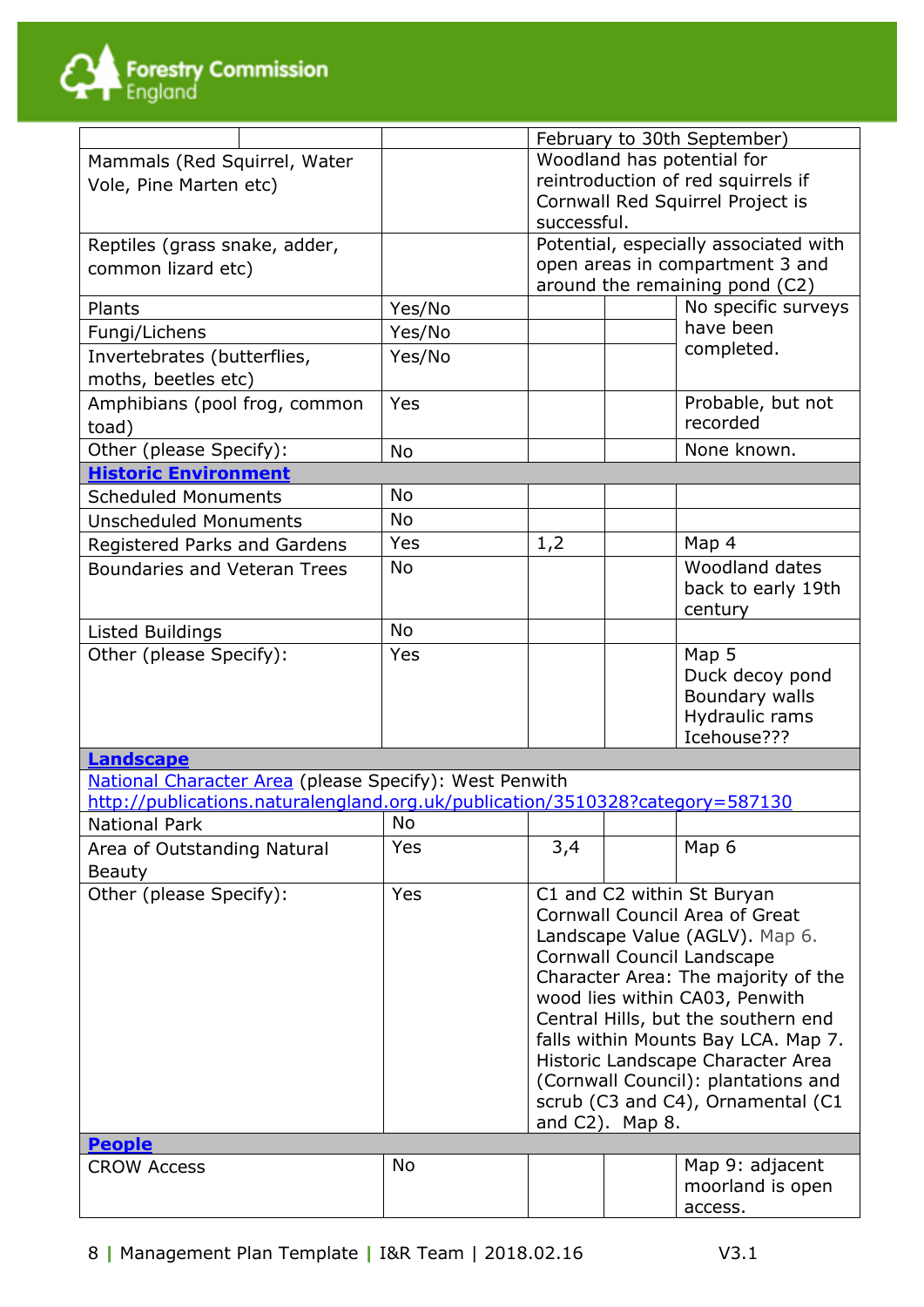| | | | | | |
|---|---|---|---|---|---|
| | | | February to 30th September) | | |
| Mammals (Red Squirrel, Water Vole, Pine Marten etc) | | | Woodland has potential for reintroduction of red squirrels if Cornwall Red Squirrel Project is successful. | | |
| Reptiles (grass snake, adder, common lizard etc) | | | Potential, especially associated with open areas in compartment 3 and around the remaining pond (C2) | | |
| Plants | | Yes/No | | | No specific surveys have been completed. |
| Fungi/Lichens | | Yes/No | | | |
| Invertebrates (butterflies, moths, beetles etc) | | Yes/No | | | |
| Amphibians (pool frog, common toad) | | Yes | | | Probable, but not recorded |
| Other (please Specify): | | No | | | None known. |
| **Historic Environment** | | | | | |
| Scheduled Monuments | | No | | | |
| Unscheduled Monuments | | No | | | |
| Registered Parks and Gardens | | Yes | 1,2 | | Map 4 |
| Boundaries and Veteran Trees | | No | | | Woodland dates back to early 19th century |
| Listed Buildings | | No | | | |
| Other (please Specify): | | Yes | | | Map 5<br>Duck decoy pond<br>Boundary walls<br>Hydraulic rams<br>Icehouse??? |
| **Landscape** | | | | | |
| National Character Area (please Specify): West Penwith<br>http://publications.naturalengland.org.uk/publication/3510328?category=587130 | | | | | |
| National Park | | No | | | |
| Area of Outstanding Natural Beauty | | Yes | 3,4 | | Map 6 |
| Other (please Specify): | | Yes | C1 and C2 within St Buryan Cornwall Council Area of Great Landscape Value (AGLV). Map 6.<br>Cornwall Council Landscape Character Area: The majority of the wood lies within CA03, Penwith Central Hills, but the southern end falls within Mounts Bay LCA. Map 7.<br>Historic Landscape Character Area (Cornwall Council): plantations and scrub (C3 and C4), Ornamental (C1 and C2). Map 8. | | |
| **People** | | | | | |
| CROW Access | | No | | | Map 9: adjacent moorland is open access. |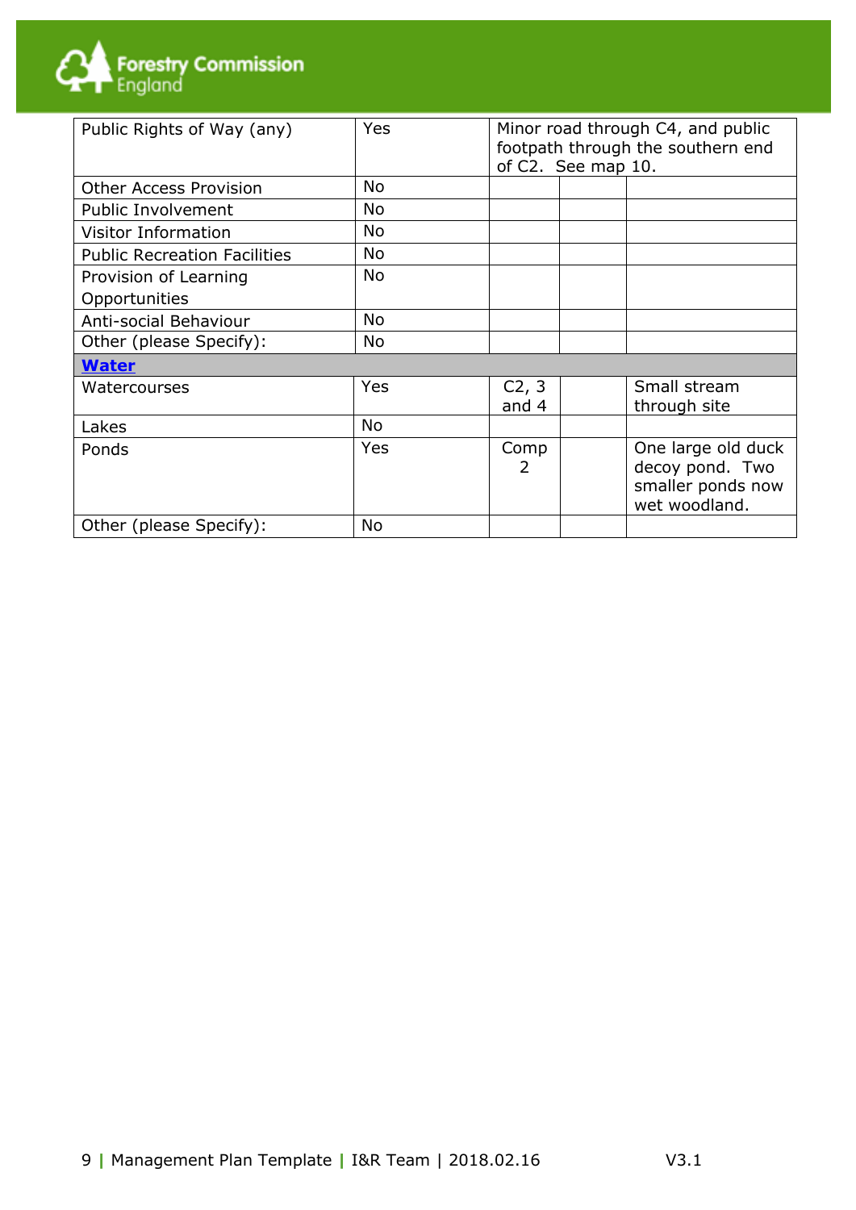| | | | | |
|---|---|---|---|---|
| Public Rights of Way (any) | Yes | Minor road through C4, and public footpath through the southern end of C2. See map 10. | | |
| Other Access Provision | No | | | |
| Public Involvement | No | | | |
| Visitor Information | No | | | |
| Public Recreation Facilities | No | | | |
| Provision of Learning Opportunities | No | | | |
| Anti-social Behaviour | No | | | |
| Other (please Specify): | No | | | |
| **Water** | | | | |
| Watercourses | Yes | C2, 3 and 4 | | Small stream through site |
| Lakes | No | | | |
| Ponds | Yes | Comp 2 | | One large old duck decoy pond. Two smaller ponds now wet woodland. |
| Other (please Specify): | No | | | |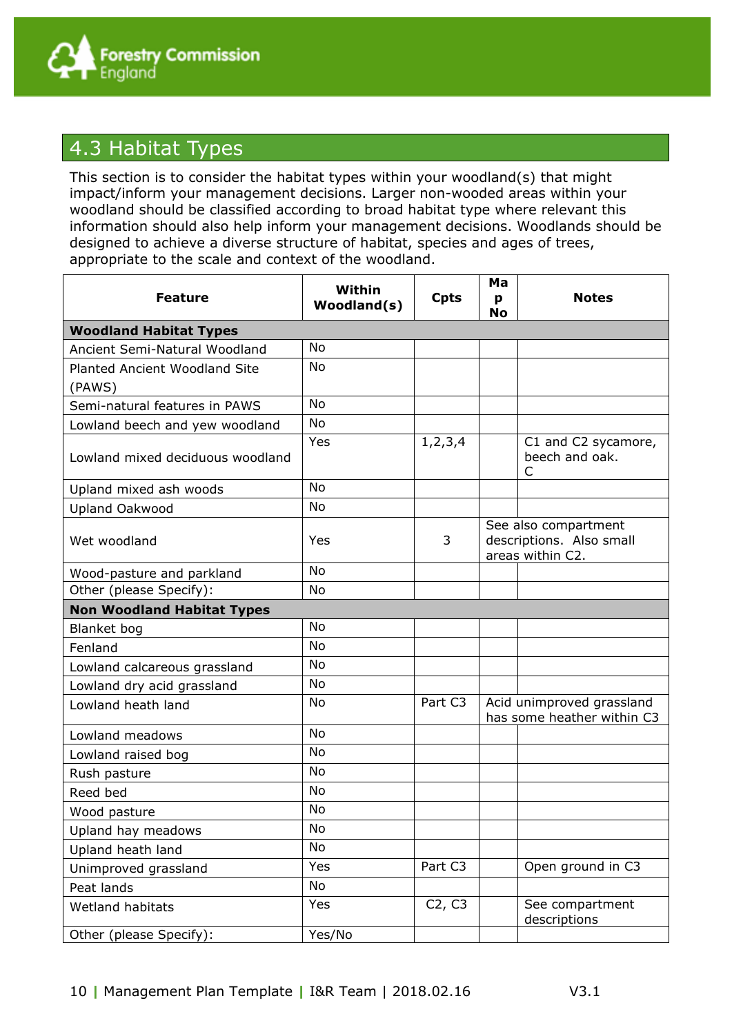## 4.3 Habitat Types

This section is to consider the habitat types within your woodland(s) that might impact/inform your management decisions. Larger non-wooded areas within your woodland should be classified according to broad habitat type where relevant this information should also help inform your management decisions. Woodlands should be designed to achieve a diverse structure of habitat, species and ages of trees, appropriate to the scale and context of the woodland.

| Feature | Within Woodland(s) | Cpts | Map No | Notes |
|---|---|---|---|---|
| **Woodland Habitat Types** | | | | |
| Ancient Semi-Natural Woodland | No | | | |
| Planted Ancient Woodland Site (PAWS) | No | | | |
| Semi-natural features in PAWS | No | | | |
| Lowland beech and yew woodland | No | | | |
| Lowland mixed deciduous woodland | Yes | 1,2,3,4 | | C1 and C2 sycamore, beech and oak. C |
| Upland mixed ash woods | No | | | |
| Upland Oakwood | No | | | |
| Wet woodland | Yes | 3 | See also compartment descriptions. Also small areas within C2. | |
| Wood-pasture and parkland | No | | | |
| Other (please Specify): | No | | | |
| **Non Woodland Habitat Types** | | | | |
| Blanket bog | No | | | |
| Fenland | No | | | |
| Lowland calcareous grassland | No | | | |
| Lowland dry acid grassland | No | | | |
| Lowland heath land | No | Part C3 | Acid unimproved grassland has some heather within C3 | |
| Lowland meadows | No | | | |
| Lowland raised bog | No | | | |
| Rush pasture | No | | | |
| Reed bed | No | | | |
| Wood pasture | No | | | |
| Upland hay meadows | No | | | |
| Upland heath land | No | | | |
| Unimproved grassland | Yes | Part C3 | | Open ground in C3 |
| Peat lands | No | | | |
| Wetland habitats | Yes | C2, C3 | | See compartment descriptions |
| Other (please Specify): | Yes/No | | | |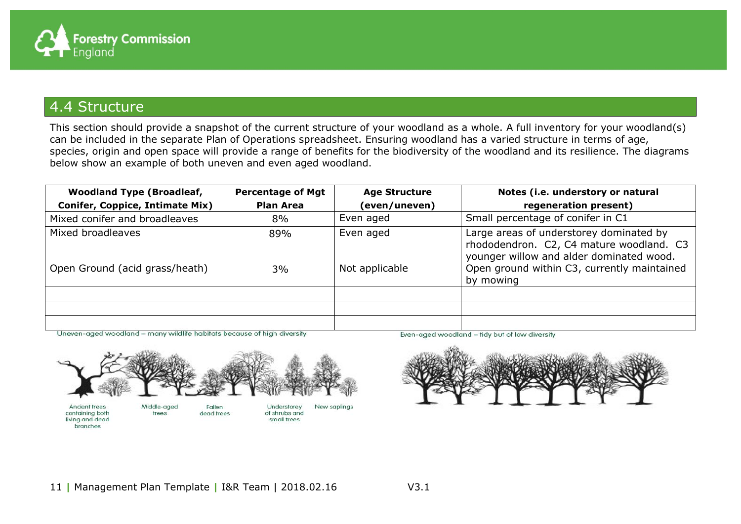## 4.4 Structure

This section should provide a snapshot of the current structure of your woodland as a whole. A full inventory for your woodland(s) can be included in the separate Plan of Operations spreadsheet. Ensuring woodland has a varied structure in terms of age, species, origin and open space will provide a range of benefits for the biodiversity of the woodland and its resilience. The diagrams below show an example of both uneven and even aged woodland.

| Woodland Type (Broadleaf, Conifer, Coppice, Intimate Mix) | Percentage of Mgt Plan Area | Age Structure (even/uneven) | Notes (i.e. understory or natural regeneration present) |
|---|---|---|---|
| Mixed conifer and broadleaves | 8% | Even aged | Small percentage of conifer in C1 |
| Mixed broadleaves | 89% | Even aged | Large areas of understorey dominated by rhododendron. C2, C4 mature woodland. C3 younger willow and alder dominated wood. |
| Open Ground (acid grass/heath) | 3% | Not applicable | Open ground within C3, currently maintained by mowing |
| | | | |
| | | | |
| | | | |

Uneven-aged woodland – many wildlife habitats because of high diversity

Ancient trees containing both living and dead branches | Middle-aged trees | Fallen dead trees | Understorey of shrubs and small trees | New saplings

Even-aged woodland – tidy but of low diversity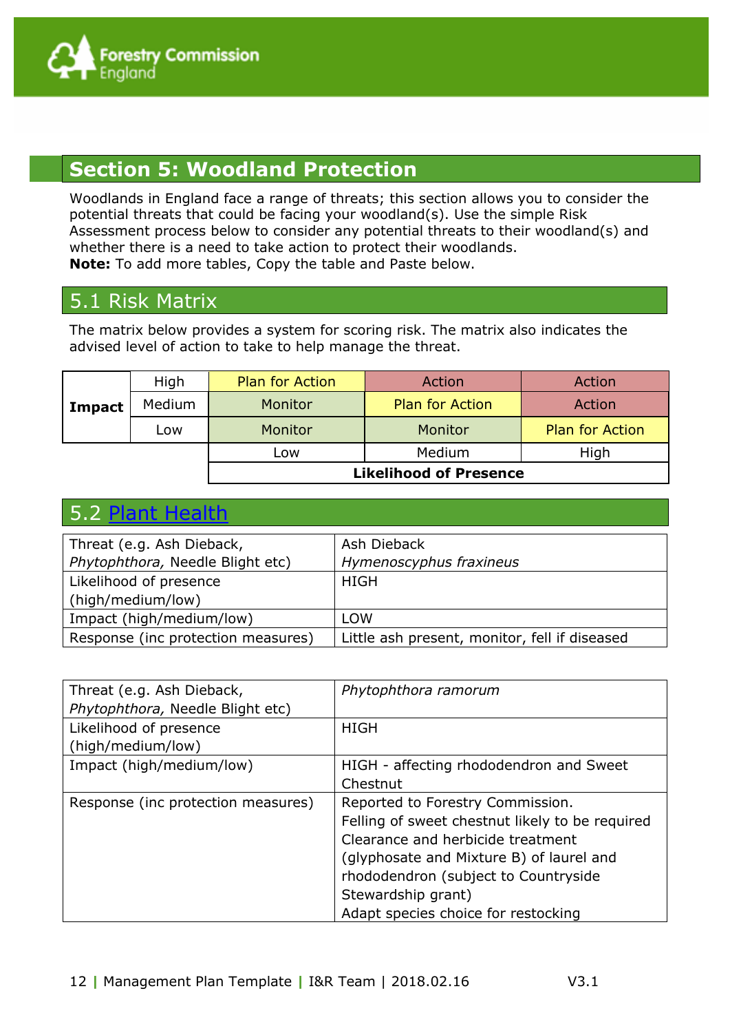## Section 5: Woodland Protection

Woodlands in England face a range of threats; this section allows you to consider the potential threats that could be facing your woodland(s). Use the simple Risk Assessment process below to consider any potential threats to their woodland(s) and whether there is a need to take action to protect their woodlands.
**Note:** To add more tables, Copy the table and Paste below.

### 5.1 Risk Matrix

The matrix below provides a system for scoring risk. The matrix also indicates the advised level of action to take to help manage the threat.

| **Impact** | | | | |
|---|---|---|---|---|
| | High | Plan for Action | Action | Action |
| | Medium | Monitor | Plan for Action | Action |
| | Low | Monitor | Monitor | Plan for Action |
| | | Low | Medium | High |
| | | **Likelihood of Presence** | | |

### 5.2 Plant Health

| Threat (e.g. Ash Dieback, *Phytophthora,* Needle Blight etc) | Ash Dieback *Hymenoscyphus fraxineus* |
|---|---|
| Likelihood of presence (high/medium/low) | HIGH |
| Impact (high/medium/low) | LOW |
| Response (inc protection measures) | Little ash present, monitor, fell if diseased |

| Threat (e.g. Ash Dieback, *Phytophthora,* Needle Blight etc) | *Phytophthora ramorum* |
|---|---|
| Likelihood of presence (high/medium/low) | HIGH |
| Impact (high/medium/low) | HIGH - affecting rhododendron and Sweet Chestnut |
| Response (inc protection measures) | Reported to Forestry Commission.<br>Felling of sweet chestnut likely to be required<br>Clearance and herbicide treatment (glyphosate and Mixture B) of laurel and rhododendron (subject to Countryside Stewardship grant)<br>Adapt species choice for restocking |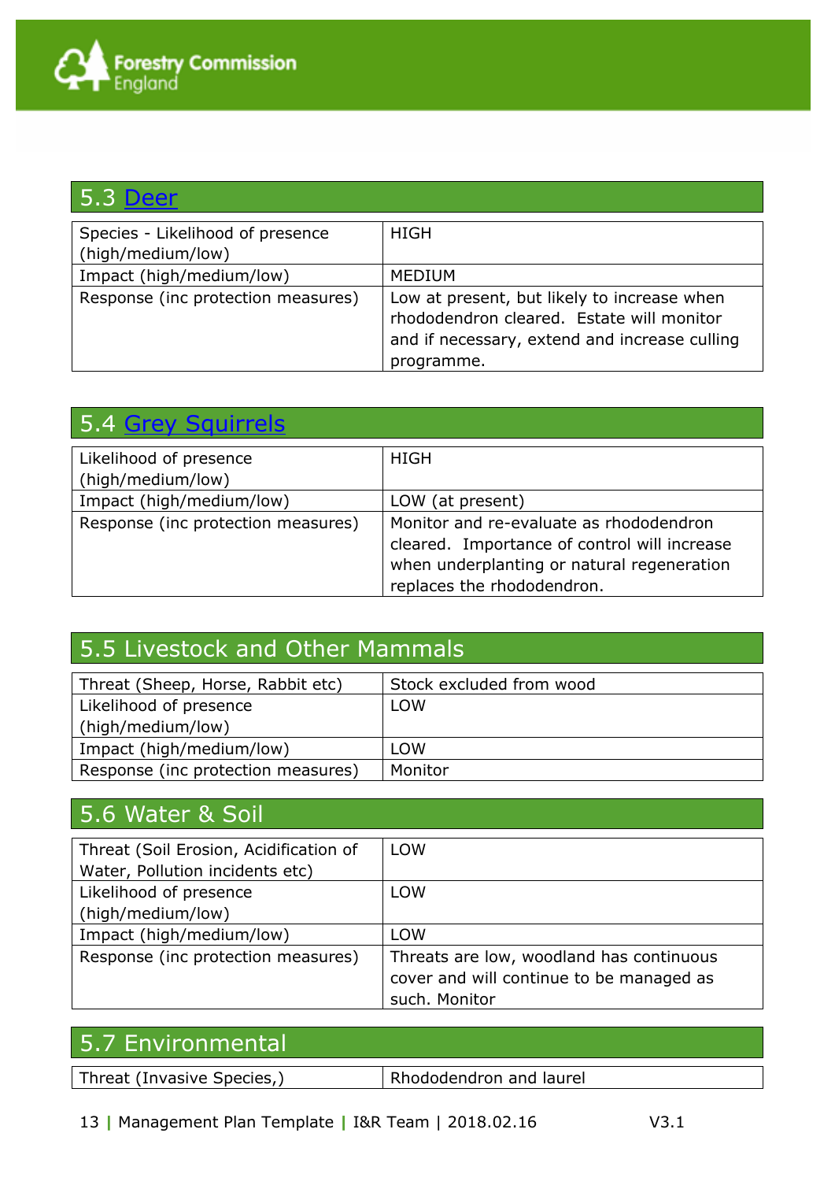## 5.3 [Deer]

| | |
|---|---|
| Species - Likelihood of presence (high/medium/low) | HIGH |
| Impact (high/medium/low) | MEDIUM |
| Response (inc protection measures) | Low at present, but likely to increase when rhododendron cleared. Estate will monitor and if necessary, extend and increase culling programme. |

## 5.4 [Grey Squirrels]

| | |
|---|---|
| Likelihood of presence (high/medium/low) | HIGH |
| Impact (high/medium/low) | LOW (at present) |
| Response (inc protection measures) | Monitor and re-evaluate as rhododendron cleared. Importance of control will increase when underplanting or natural regeneration replaces the rhododendron. |

## 5.5 Livestock and Other Mammals

| | |
|---|---|
| Threat (Sheep, Horse, Rabbit etc) | Stock excluded from wood |
| Likelihood of presence (high/medium/low) | LOW |
| Impact (high/medium/low) | LOW |
| Response (inc protection measures) | Monitor |

## 5.6 Water & Soil

| | |
|---|---|
| Threat (Soil Erosion, Acidification of Water, Pollution incidents etc) | LOW |
| Likelihood of presence (high/medium/low) | LOW |
| Impact (high/medium/low) | LOW |
| Response (inc protection measures) | Threats are low, woodland has continuous cover and will continue to be managed as such. Monitor |

## 5.7 Environmental

| | |
|---|---|
| Threat (Invasive Species,) | Rhododendron and laurel |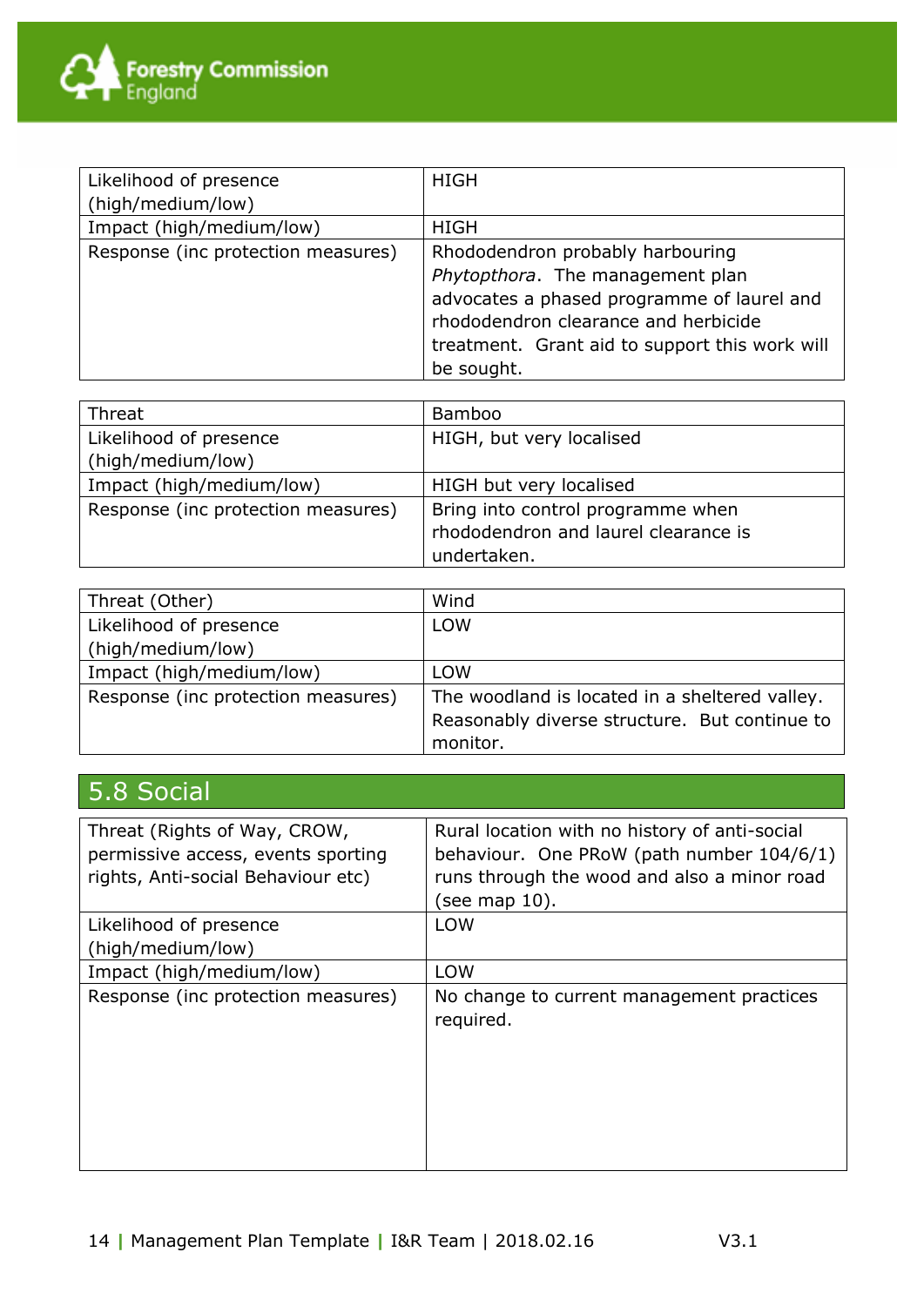| Likelihood of presence (high/medium/low) | HIGH |
|---|---|
| Impact (high/medium/low) | HIGH |
| Response (inc protection measures) | Rhododendron probably harbouring *Phytopthora*. The management plan advocates a phased programme of laurel and rhododendron clearance and herbicide treatment. Grant aid to support this work will be sought. |

| Threat | Bamboo |
|---|---|
| Likelihood of presence (high/medium/low) | HIGH, but very localised |
| Impact (high/medium/low) | HIGH but very localised |
| Response (inc protection measures) | Bring into control programme when rhododendron and laurel clearance is undertaken. |

| Threat (Other) | Wind |
|---|---|
| Likelihood of presence (high/medium/low) | LOW |
| Impact (high/medium/low) | LOW |
| Response (inc protection measures) | The woodland is located in a sheltered valley. Reasonably diverse structure. But continue to monitor. |

## 5.8 Social

| Threat (Rights of Way, CROW, permissive access, events sporting rights, Anti-social Behaviour etc) | Rural location with no history of anti-social behaviour. One PRoW (path number 104/6/1) runs through the wood and also a minor road (see map 10). |
|---|---|
| Likelihood of presence (high/medium/low) | LOW |
| Impact (high/medium/low) | LOW |
| Response (inc protection measures) | No change to current management practices required. |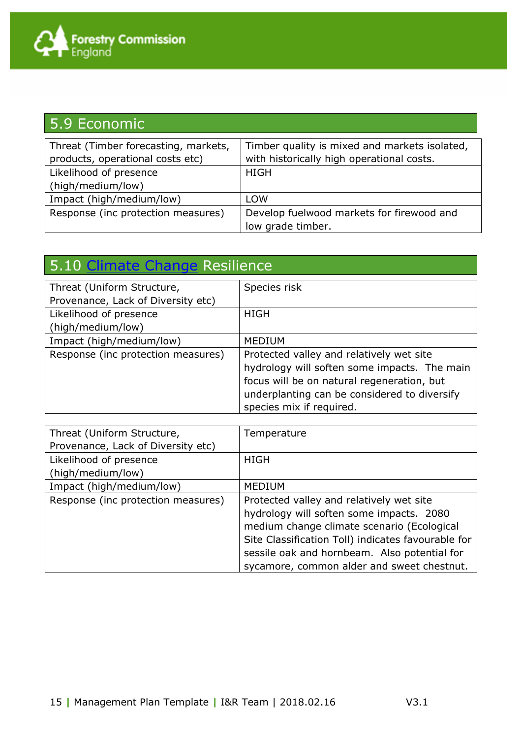## 5.9 Economic

| Threat (Timber forecasting, markets, products, operational costs etc) | Timber quality is mixed and markets isolated, with historically high operational costs. |
|---|---|
| Likelihood of presence (high/medium/low) | HIGH |
| Impact (high/medium/low) | LOW |
| Response (inc protection measures) | Develop fuelwood markets for firewood and low grade timber. |

## 5.10 Climate Change Resilience

| Threat (Uniform Structure, Provenance, Lack of Diversity etc) | Species risk |
|---|---|
| Likelihood of presence (high/medium/low) | HIGH |
| Impact (high/medium/low) | MEDIUM |
| Response (inc protection measures) | Protected valley and relatively wet site hydrology will soften some impacts. The main focus will be on natural regeneration, but underplanting can be considered to diversify species mix if required. |

| Threat (Uniform Structure, Provenance, Lack of Diversity etc) | Temperature |
|---|---|
| Likelihood of presence (high/medium/low) | HIGH |
| Impact (high/medium/low) | MEDIUM |
| Response (inc protection measures) | Protected valley and relatively wet site hydrology will soften some impacts. 2080 medium change climate scenario (Ecological Site Classification Toll) indicates favourable for sessile oak and hornbeam. Also potential for sycamore, common alder and sweet chestnut. |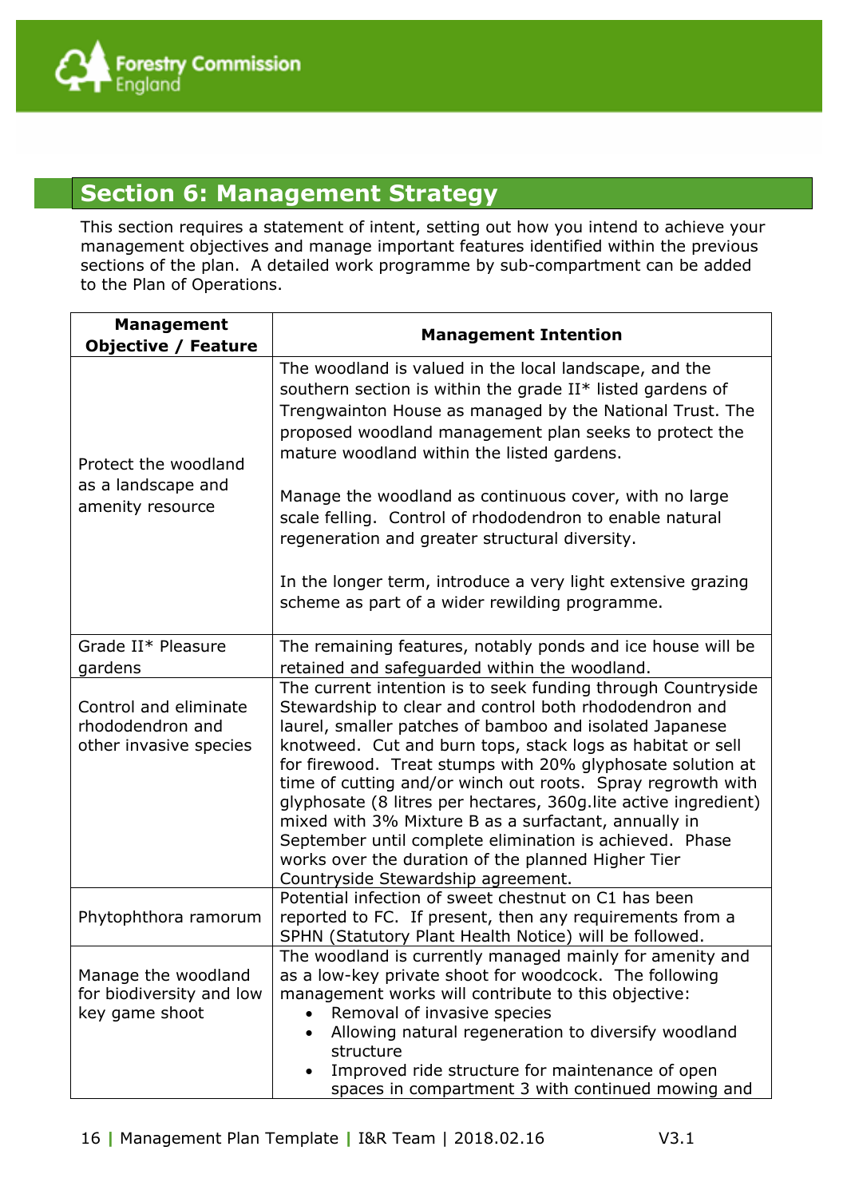## Section 6: Management Strategy

This section requires a statement of intent, setting out how you intend to achieve your management objectives and manage important features identified within the previous sections of the plan. A detailed work programme by sub-compartment can be added to the Plan of Operations.

| Management Objective / Feature | Management Intention |
|---|---|
| Protect the woodland as a landscape and amenity resource | The woodland is valued in the local landscape, and the southern section is within the grade II* listed gardens of Trengwainton House as managed by the National Trust. The proposed woodland management plan seeks to protect the mature woodland within the listed gardens.<br><br>Manage the woodland as continuous cover, with no large scale felling. Control of rhododendron to enable natural regeneration and greater structural diversity.<br><br>In the longer term, introduce a very light extensive grazing scheme as part of a wider rewilding programme. |
| Grade II* Pleasure gardens | The remaining features, notably ponds and ice house will be retained and safeguarded within the woodland. |
| Control and eliminate rhododendron and other invasive species | The current intention is to seek funding through Countryside Stewardship to clear and control both rhododendron and laurel, smaller patches of bamboo and isolated Japanese knotweed. Cut and burn tops, stack logs as habitat or sell for firewood. Treat stumps with 20% glyphosate solution at time of cutting and/or winch out roots. Spray regrowth with glyphosate (8 litres per hectares, 360g.lite active ingredient) mixed with 3% Mixture B as a surfactant, annually in September until complete elimination is achieved. Phase works over the duration of the planned Higher Tier Countryside Stewardship agreement. |
| Phytophthora ramorum | Potential infection of sweet chestnut on C1 has been reported to FC. If present, then any requirements from a SPHN (Statutory Plant Health Notice) will be followed. |
| Manage the woodland for biodiversity and low key game shoot | The woodland is currently managed mainly for amenity and as a low-key private shoot for woodcock. The following management works will contribute to this objective:<br>• Removal of invasive species<br>• Allowing natural regeneration to diversify woodland structure<br>• Improved ride structure for maintenance of open spaces in compartment 3 with continued mowing and |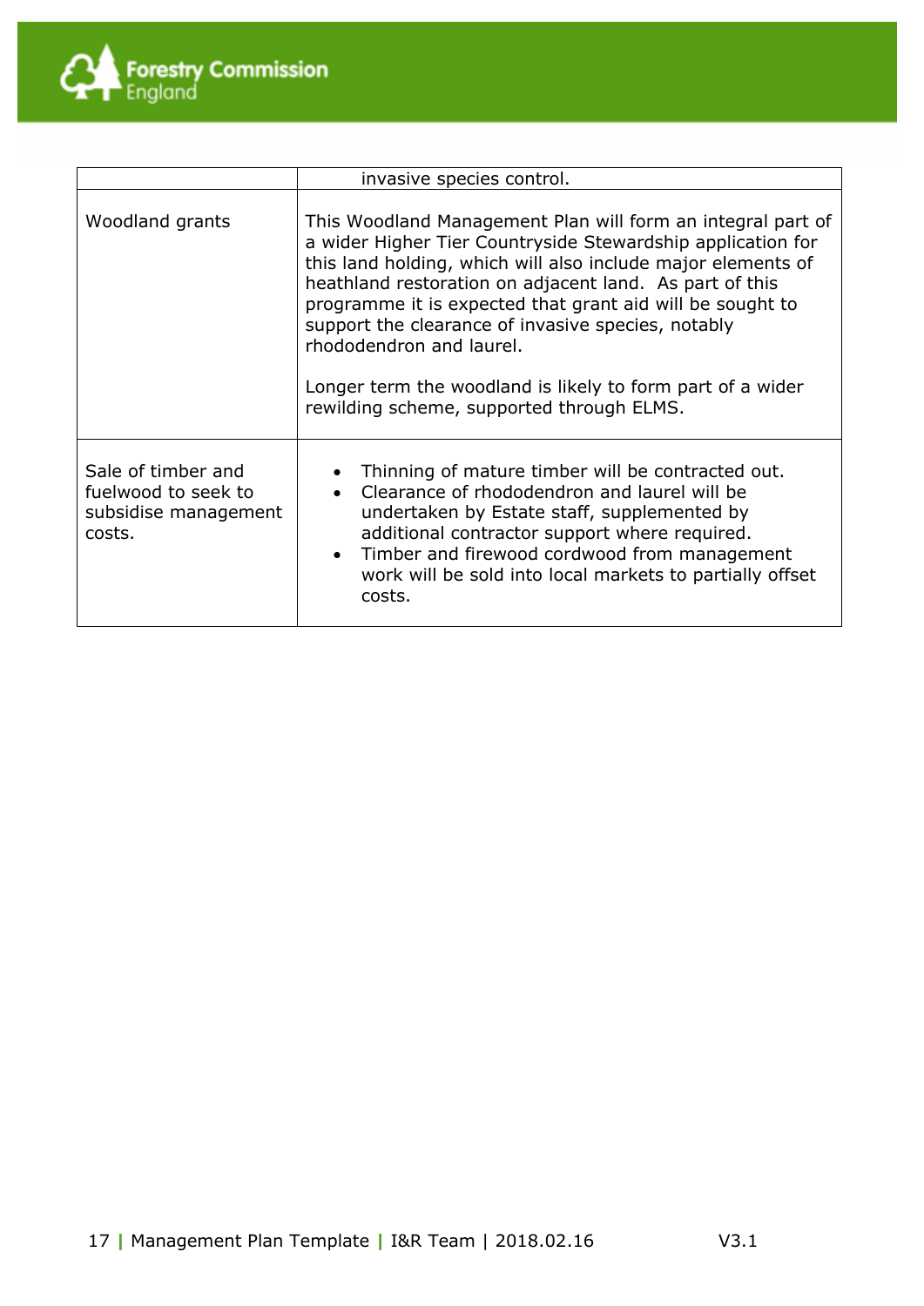| | |
|---|---|
| | invasive species control. |
| Woodland grants | This Woodland Management Plan will form an integral part of a wider Higher Tier Countryside Stewardship application for this land holding, which will also include major elements of heathland restoration on adjacent land. As part of this programme it is expected that grant aid will be sought to support the clearance of invasive species, notably rhododendron and laurel.<br><br>Longer term the woodland is likely to form part of a wider rewilding scheme, supported through ELMS. |
| Sale of timber and fuelwood to seek to subsidise management costs. | • Thinning of mature timber will be contracted out.<br>• Clearance of rhododendron and laurel will be undertaken by Estate staff, supplemented by additional contractor support where required.<br>• Timber and firewood cordwood from management work will be sold into local markets to partially offset costs. |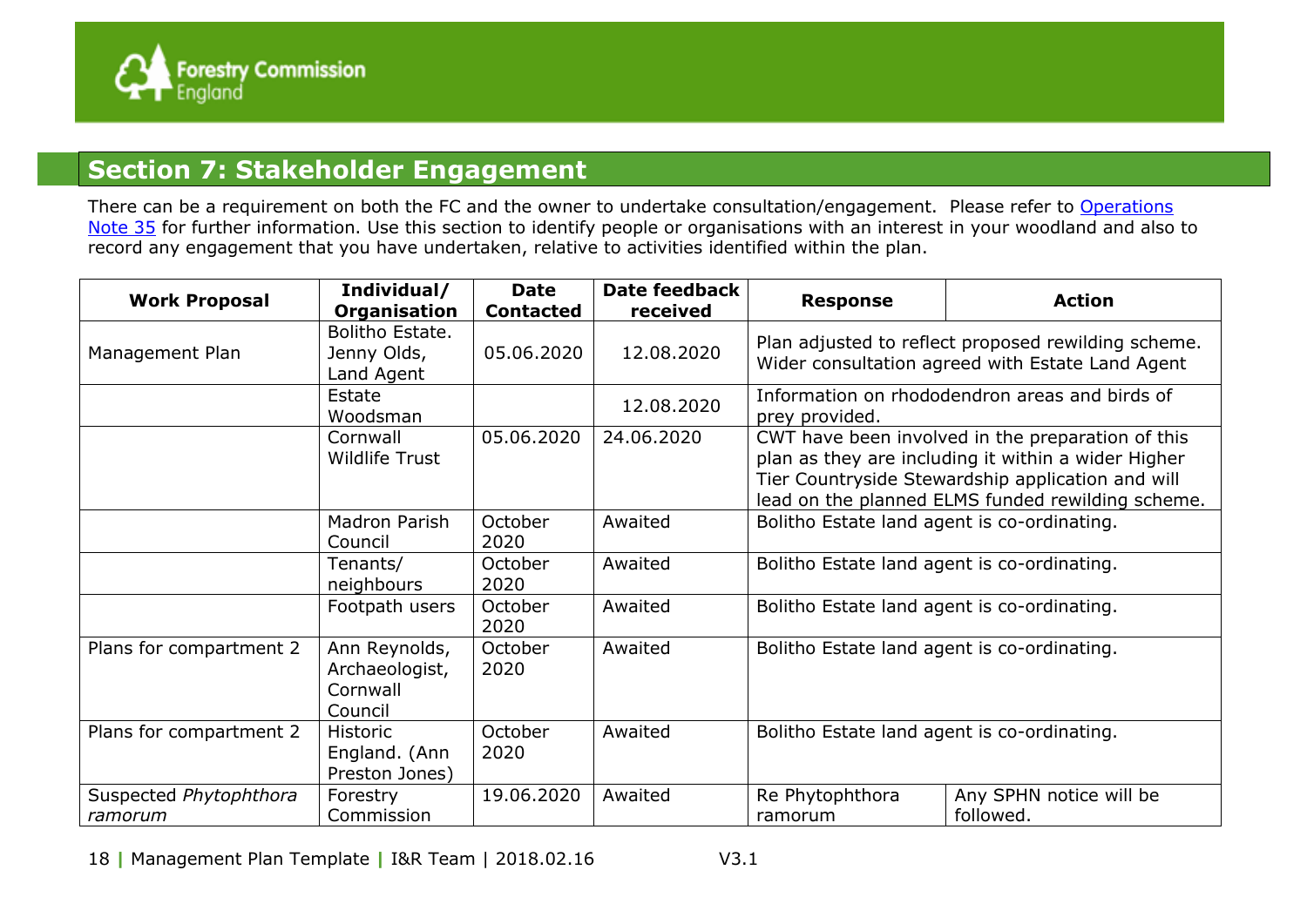## Section 7: Stakeholder Engagement

There can be a requirement on both the FC and the owner to undertake consultation/engagement. Please refer to [Operations Note 35] for further information. Use this section to identify people or organisations with an interest in your woodland and also to record any engagement that you have undertaken, relative to activities identified within the plan.

| Work Proposal | Individual/ Organisation | Date Contacted | Date feedback received | Response | Action |
|---|---|---|---|---|---|
| Management Plan | Bolitho Estate. Jenny Olds, Land Agent | 05.06.2020 | 12.08.2020 | Plan adjusted to reflect proposed rewilding scheme. Wider consultation agreed with Estate Land Agent | |
| | Estate Woodsman | | 12.08.2020 | Information on rhododendron areas and birds of prey provided. | |
| | Cornwall Wildlife Trust | 05.06.2020 | 24.06.2020 | CWT have been involved in the preparation of this plan as they are including it within a wider Higher Tier Countryside Stewardship application and will lead on the planned ELMS funded rewilding scheme. | |
| | Madron Parish Council | October 2020 | Awaited | Bolitho Estate land agent is co-ordinating. | |
| | Tenants/ neighbours | October 2020 | Awaited | Bolitho Estate land agent is co-ordinating. | |
| | Footpath users | October 2020 | Awaited | Bolitho Estate land agent is co-ordinating. | |
| Plans for compartment 2 | Ann Reynolds, Archaeologist, Cornwall Council | October 2020 | Awaited | Bolitho Estate land agent is co-ordinating. | |
| Plans for compartment 2 | Historic England. (Ann Preston Jones) | October 2020 | Awaited | Bolitho Estate land agent is co-ordinating. | |
| Suspected *Phytophthora ramorum* | Forestry Commission | 19.06.2020 | Awaited | Re Phytophthora ramorum | Any SPHN notice will be followed. |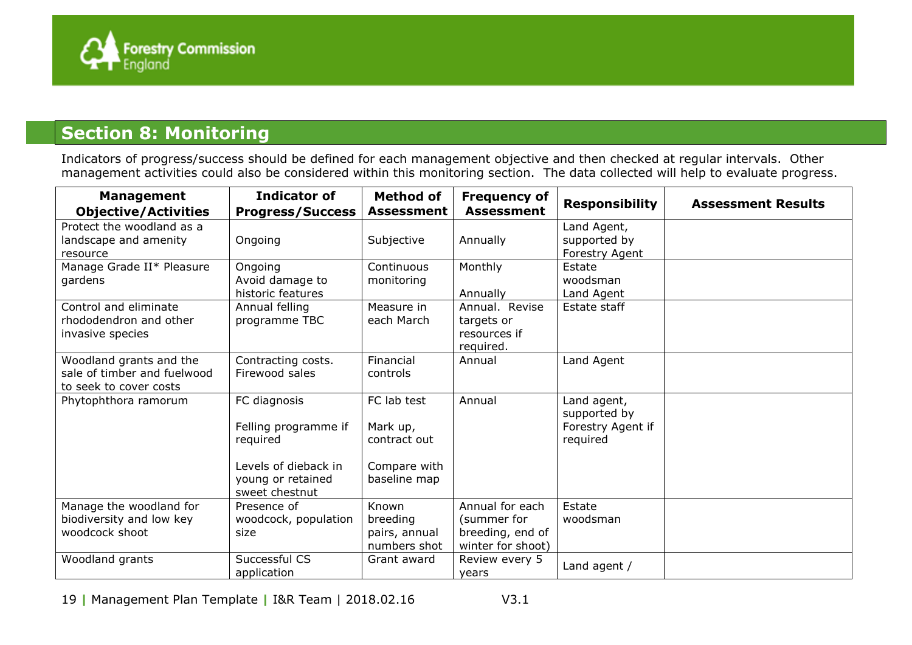## Section 8: Monitoring

Indicators of progress/success should be defined for each management objective and then checked at regular intervals. Other management activities could also be considered within this monitoring section. The data collected will help to evaluate progress.

| Management Objective/Activities | Indicator of Progress/Success | Method of Assessment | Frequency of Assessment | Responsibility | Assessment Results |
|---|---|---|---|---|---|
| Protect the woodland as a landscape and amenity resource | Ongoing | Subjective | Annually | Land Agent, supported by Forestry Agent | |
| Manage Grade II* Pleasure gardens | Ongoing<br>Avoid damage to historic features | Continuous monitoring | Monthly<br><br>Annually | Estate woodsman<br>Land Agent | |
| Control and eliminate rhododendron and other invasive species | Annual felling programme TBC | Measure in each March | Annual. Revise targets or resources if required. | Estate staff | |
| Woodland grants and the sale of timber and fuelwood to seek to cover costs | Contracting costs. Firewood sales | Financial controls | Annual | Land Agent | |
| Phytophthora ramorum | FC diagnosis<br><br>Felling programme if required<br><br>Levels of dieback in young or retained sweet chestnut | FC lab test<br><br>Mark up, contract out<br><br>Compare with baseline map | Annual | Land agent, supported by Forestry Agent if required | |
| Manage the woodland for biodiversity and low key woodcock shoot | Presence of woodcock, population size | Known breeding pairs, annual numbers shot | Annual for each (summer for breeding, end of winter for shoot) | Estate woodsman | |
| Woodland grants | Successful CS application | Grant award | Review every 5 years | Land agent / | |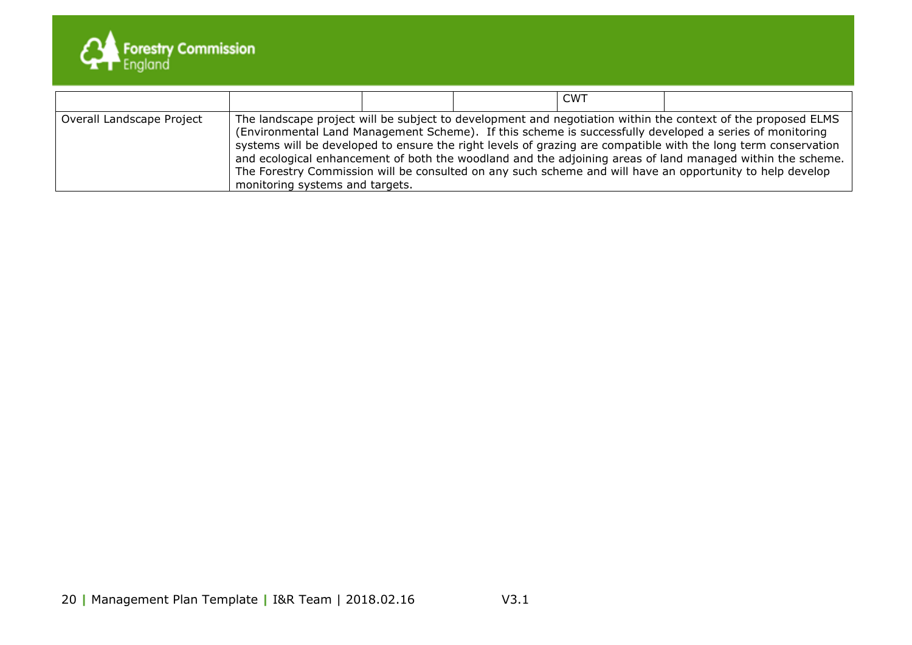| | | | | | |
|---|---|---|---|---|---|
| | | | | CWT | |
| Overall Landscape Project | The landscape project will be subject to development and negotiation within the context of the proposed ELMS (Environmental Land Management Scheme). If this scheme is successfully developed a series of monitoring systems will be developed to ensure the right levels of grazing are compatible with the long term conservation and ecological enhancement of both the woodland and the adjoining areas of land managed within the scheme. The Forestry Commission will be consulted on any such scheme and will have an opportunity to help develop monitoring systems and targets. | | | | |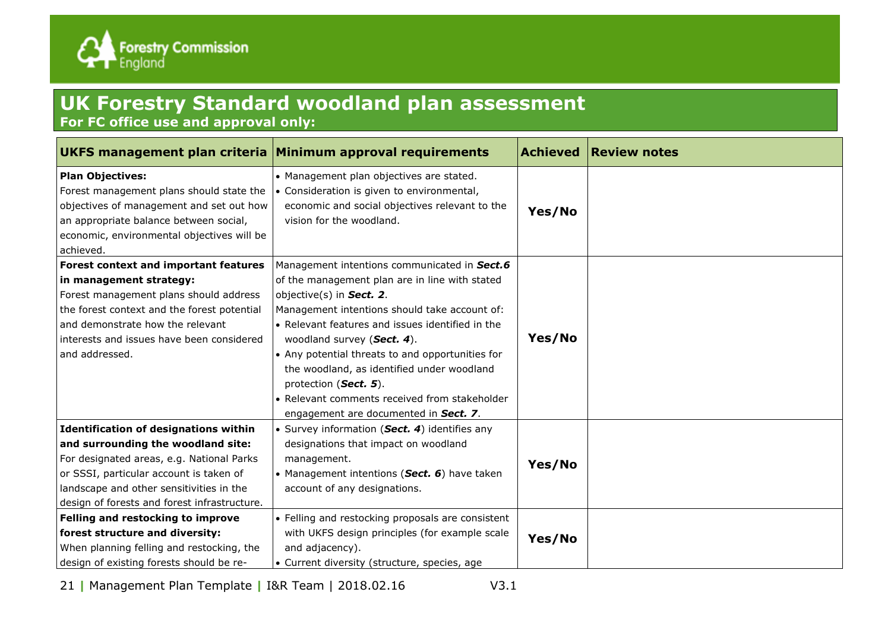Forestry Commission England

# UK Forestry Standard woodland plan assessment

**For FC office use and approval only:**

| UKFS management plan criteria | Minimum approval requirements | Achieved | Review notes |
|---|---|---|---|
| **Plan Objectives:** Forest management plans should state the objectives of management and set out how an appropriate balance between social, economic, environmental objectives will be achieved. | • Management plan objectives are stated. • Consideration is given to environmental, economic and social objectives relevant to the vision for the woodland. | **Yes/No** | |
| **Forest context and important features in management strategy:** Forest management plans should address the forest context and the forest potential and demonstrate how the relevant interests and issues have been considered and addressed. | Management intentions communicated in ***Sect.6*** of the management plan are in line with stated objective(s) in ***Sect. 2***. Management intentions should take account of: • Relevant features and issues identified in the woodland survey (***Sect. 4***). • Any potential threats to and opportunities for the woodland, as identified under woodland protection (***Sect. 5***). • Relevant comments received from stakeholder engagement are documented in ***Sect. 7***. | **Yes/No** | |
| **Identification of designations within and surrounding the woodland site:** For designated areas, e.g. National Parks or SSSI, particular account is taken of landscape and other sensitivities in the design of forests and forest infrastructure. | • Survey information (***Sect. 4***) identifies any designations that impact on woodland management. • Management intentions (***Sect. 6***) have taken account of any designations. | **Yes/No** | |
| **Felling and restocking to improve forest structure and diversity:** When planning felling and restocking, the design of existing forests should be re- | • Felling and restocking proposals are consistent with UKFS design principles (for example scale and adjacency). • Current diversity (structure, species, age | **Yes/No** | |

21 | Management Plan Template | I&R Team | 2018.02.16 V3.1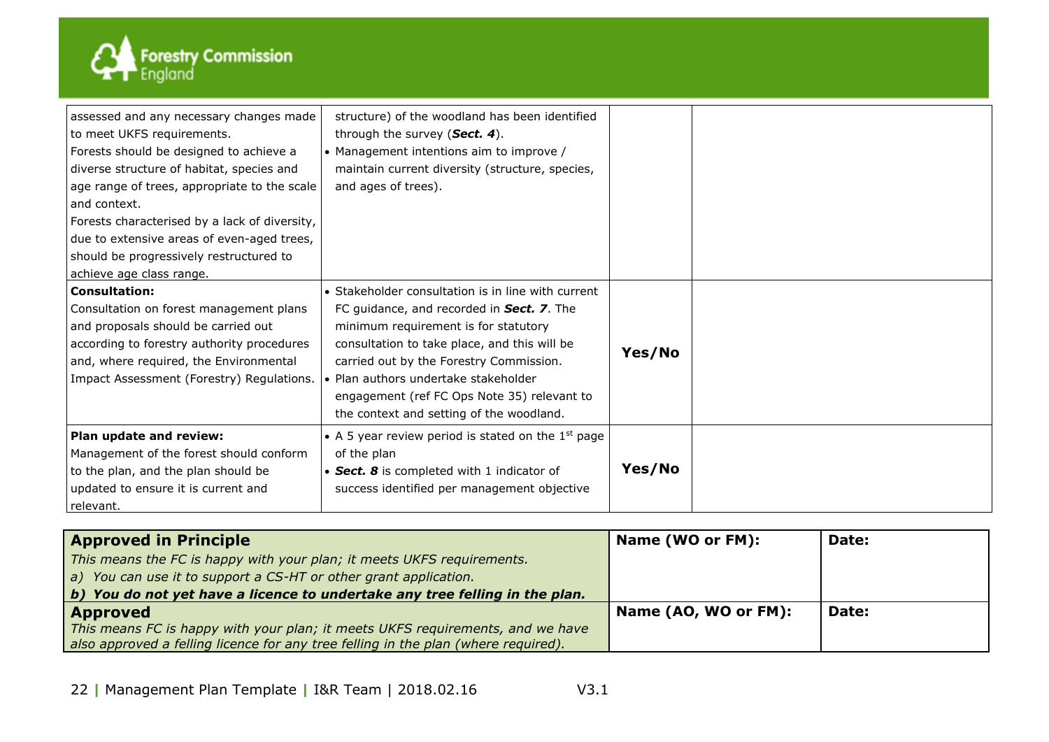| | | | |
|---|---|---|---|
| assessed and any necessary changes made to meet UKFS requirements.<br>Forests should be designed to achieve a diverse structure of habitat, species and age range of trees, appropriate to the scale and context.<br>Forests characterised by a lack of diversity, due to extensive areas of even-aged trees, should be progressively restructured to achieve age class range. | structure) of the woodland has been identified through the survey (***Sect. 4***).<br>• Management intentions aim to improve / maintain current diversity (structure, species, and ages of trees). | | |
| **Consultation:**<br>Consultation on forest management plans and proposals should be carried out according to forestry authority procedures and, where required, the Environmental Impact Assessment (Forestry) Regulations. | • Stakeholder consultation is in line with current FC guidance, and recorded in ***Sect. 7***. The minimum requirement is for statutory consultation to take place, and this will be carried out by the Forestry Commission.<br>• Plan authors undertake stakeholder engagement (ref FC Ops Note 35) relevant to the context and setting of the woodland. | **Yes/No** | |
| **Plan update and review:**<br>Management of the forest should conform to the plan, and the plan should be updated to ensure it is current and relevant. | • A 5 year review period is stated on the 1st page of the plan<br>• ***Sect. 8*** is completed with 1 indicator of success identified per management objective | **Yes/No** | |

| | | |
|---|---|---|
| **Approved in Principle**<br>*This means the FC is happy with your plan; it meets UKFS requirements.*<br>*a) You can use it to support a CS-HT or other grant application.*<br>***b) You do not yet have a licence to undertake any tree felling in the plan.*** | **Name (WO or FM):** | **Date:** |
| **Approved**<br>*This means FC is happy with your plan; it meets UKFS requirements, and we have also approved a felling licence for any tree felling in the plan (where required).* | **Name (AO, WO or FM):** | **Date:** |